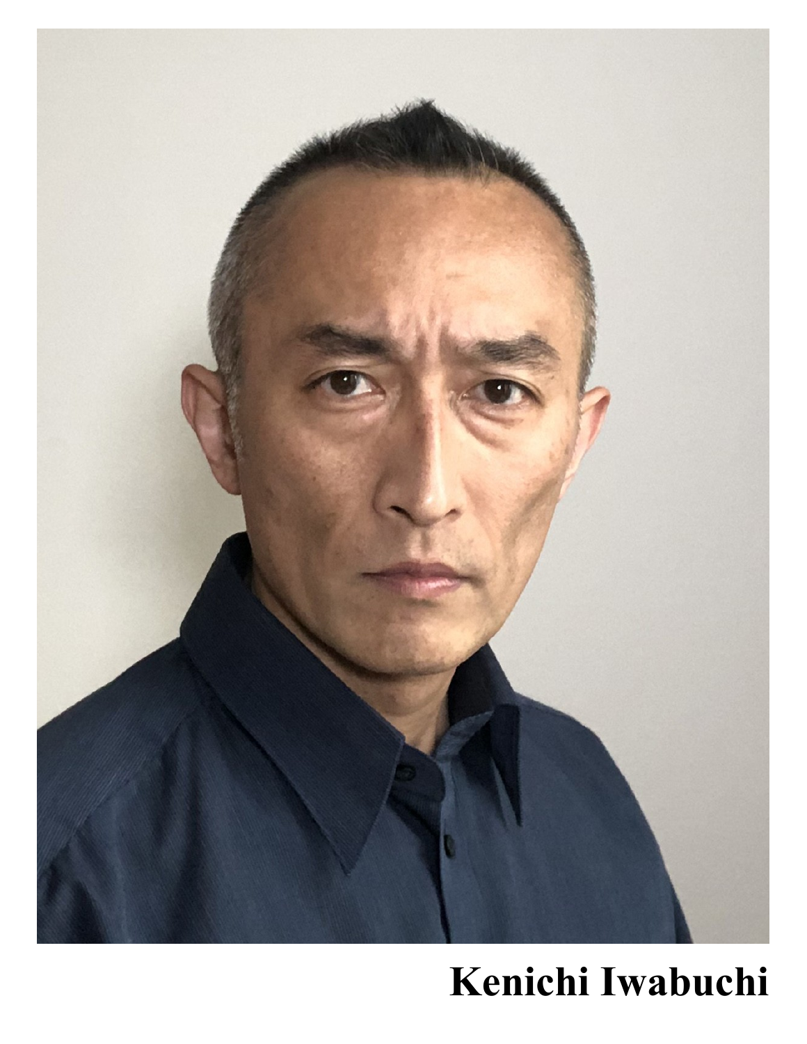**Kenichi Iwabuchi**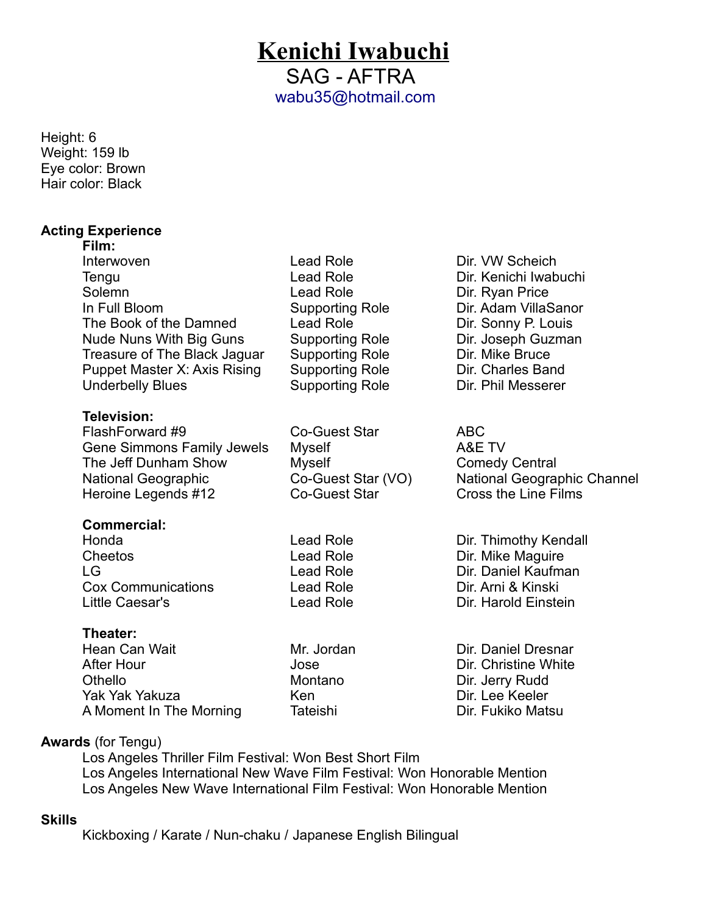# Kenichi Iwabuchi

SAG - AFTRA

wabu35@hotmail.com

Height: 6
Weight: 159 lb
Eye color: Brown
Hair color: Black

## Acting Experience

### Film:

| | | |
|---|---|---|
| Interwoven | Lead Role | Dir. VW Scheich |
| Tengu | Lead Role | Dir. Kenichi Iwabuchi |
| Solemn | Lead Role | Dir. Ryan Price |
| In Full Bloom | Supporting Role | Dir. Adam VillaSanor |
| The Book of the Damned | Lead Role | Dir. Sonny P. Louis |
| Nude Nuns With Big Guns | Supporting Role | Dir. Joseph Guzman |
| Treasure of The Black Jaguar | Supporting Role | Dir. Mike Bruce |
| Puppet Master X: Axis Rising | Supporting Role | Dir. Charles Band |
| Underbelly Blues | Supporting Role | Dir. Phil Messerer |

### Television:

| | | |
|---|---|---|
| FlashForward #9 | Co-Guest Star | ABC |
| Gene Simmons Family Jewels | Myself | A&E TV |
| The Jeff Dunham Show | Myself | Comedy Central |
| National Geographic | Co-Guest Star (VO) | National Geographic Channel |
| Heroine Legends #12 | Co-Guest Star | Cross the Line Films |

### Commercial:

| | | |
|---|---|---|
| Honda | Lead Role | Dir. Thimothy Kendall |
| Cheetos | Lead Role | Dir. Mike Maguire |
| LG | Lead Role | Dir. Daniel Kaufman |
| Cox Communications | Lead Role | Dir. Arni & Kinski |
| Little Caesar's | Lead Role | Dir. Harold Einstein |

### Theater:

| | | |
|---|---|---|
| Hean Can Wait | Mr. Jordan | Dir. Daniel Dresnar |
| After Hour | Jose | Dir. Christine White |
| Othello | Montano | Dir. Jerry Rudd |
| Yak Yak Yakuza | Ken | Dir. Lee Keeler |
| A Moment In The Morning | Tateishi | Dir. Fukiko Matsu |

## Awards (for Tengu)

Los Angeles Thriller Film Festival: Won Best Short Film
Los Angeles International New Wave Film Festival: Won Honorable Mention
Los Angeles New Wave International Film Festival: Won Honorable Mention

## Skills

Kickboxing / Karate / Nun-chaku / Japanese English Bilingual